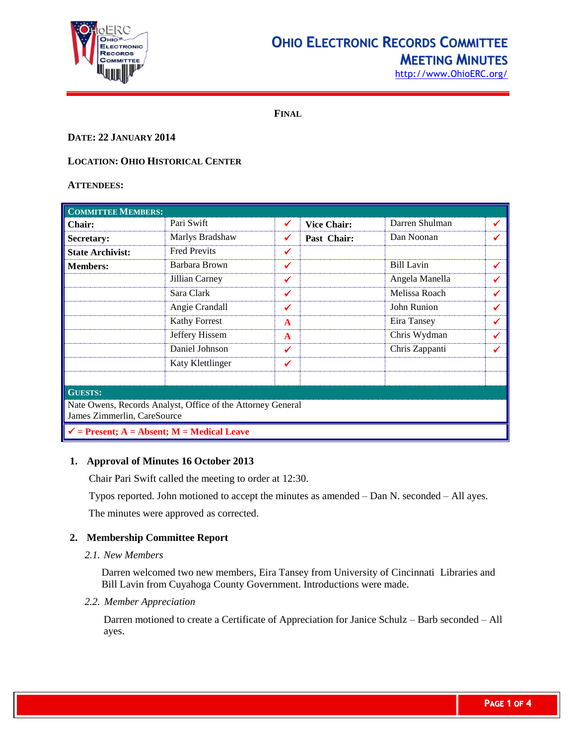# Ohio Electronic Records Committee Meeting Minutes

http://www.OhioERC.org/

**FINAL**

**DATE: 22 JANUARY 2014**

**LOCATION: OHIO HISTORICAL CENTER**

**ATTENDEES:**

| Committee Members: | | | | | |
|---|---|---|---|---|---|
| **Chair:** | Pari Swift | ✓ | **Vice Chair:** | Darren Shulman | ✓ |
| **Secretary:** | Marlys Bradshaw | ✓ | **Past Chair:** | Dan Noonan | ✓ |
| **State Archivist:** | Fred Previts | ✓ | | | |
| **Members:** | Barbara Brown | ✓ | | Bill Lavin | ✓ |
| | Jillian Carney | ✓ | | Angela Manella | ✓ |
| | Sara Clark | ✓ | | Melissa Roach | ✓ |
| | Angie Crandall | ✓ | | John Runion | ✓ |
| | Kathy Forrest | A | | Eira Tansey | ✓ |
| | Jeffery Hissem | A | | Chris Wydman | ✓ |
| | Daniel Johnson | ✓ | | Chris Zappanti | ✓ |
| | Katy Klettlinger | ✓ | | | |

**GUESTS:**

Nate Owens, Records Analyst, Office of the Attorney General
James Zimmerlin, CareSource

✓ = Present; A = Absent; M = Medical Leave

## 1. Approval of Minutes 16 October 2013

Chair Pari Swift called the meeting to order at 12:30.

Typos reported. John motioned to accept the minutes as amended – Dan N. seconded – All ayes.

The minutes were approved as corrected.

## 2. Membership Committee Report

### 2.1. *New Members*

Darren welcomed two new members, Eira Tansey from University of Cincinnati Libraries and Bill Lavin from Cuyahoga County Government. Introductions were made.

### 2.2. *Member Appreciation*

Darren motioned to create a Certificate of Appreciation for Janice Schulz – Barb seconded – All ayes.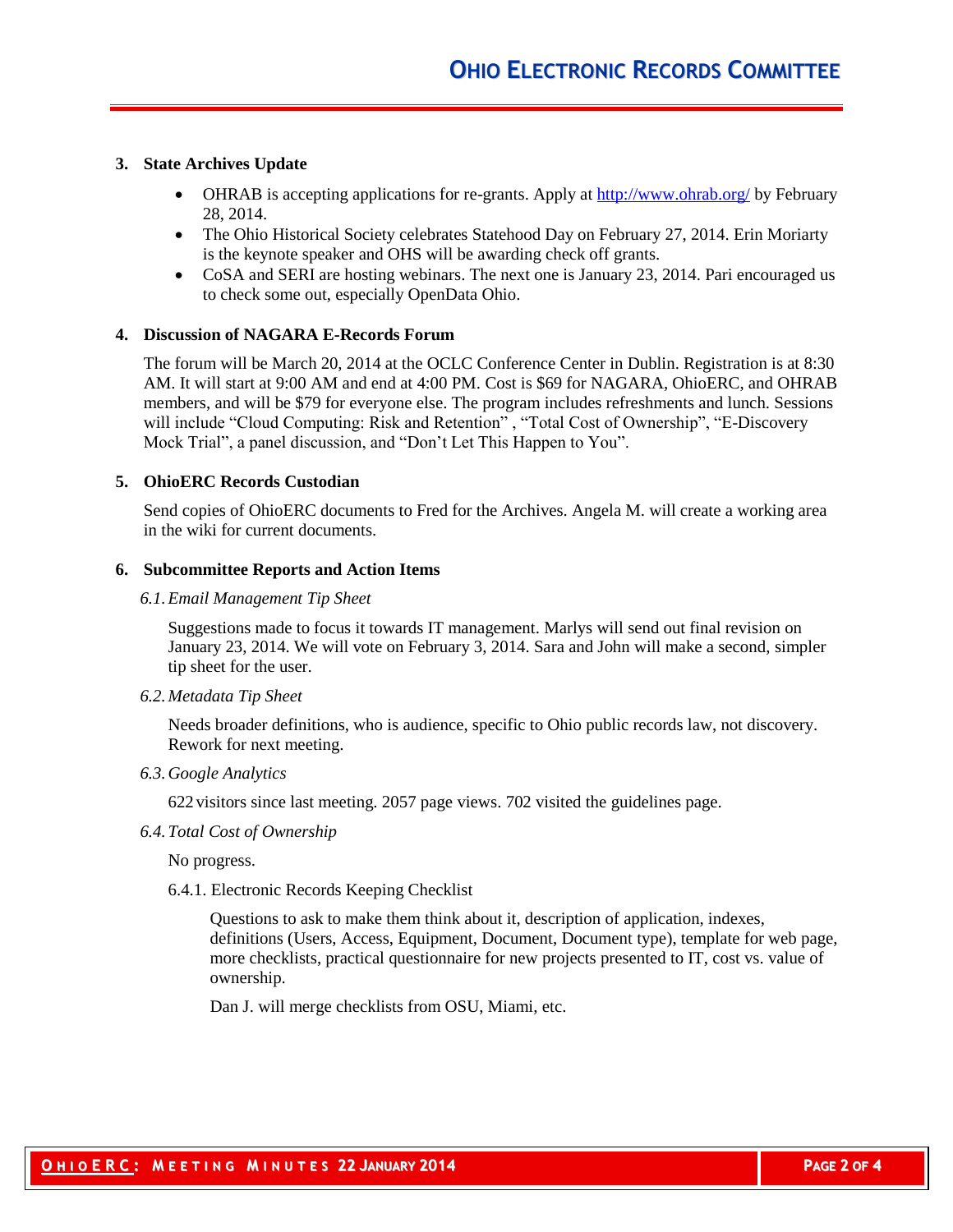### 3. State Archives Update

- OHRAB is accepting applications for re-grants. Apply at http://www.ohrab.org/ by February 28, 2014.
- The Ohio Historical Society celebrates Statehood Day on February 27, 2014. Erin Moriarty is the keynote speaker and OHS will be awarding check off grants.
- CoSA and SERI are hosting webinars. The next one is January 23, 2014. Pari encouraged us to check some out, especially OpenData Ohio.

### 4. Discussion of NAGARA E-Records Forum

The forum will be March 20, 2014 at the OCLC Conference Center in Dublin. Registration is at 8:30 AM. It will start at 9:00 AM and end at 4:00 PM. Cost is $69 for NAGARA, OhioERC, and OHRAB members, and will be $79 for everyone else. The program includes refreshments and lunch. Sessions will include "Cloud Computing: Risk and Retention" , "Total Cost of Ownership", "E-Discovery Mock Trial", a panel discussion, and "Don't Let This Happen to You".

### 5. OhioERC Records Custodian

Send copies of OhioERC documents to Fred for the Archives. Angela M. will create a working area in the wiki for current documents.

### 6. Subcommittee Reports and Action Items

*6.1. Email Management Tip Sheet*

Suggestions made to focus it towards IT management. Marlys will send out final revision on January 23, 2014. We will vote on February 3, 2014. Sara and John will make a second, simpler tip sheet for the user.

*6.2. Metadata Tip Sheet*

Needs broader definitions, who is audience, specific to Ohio public records law, not discovery. Rework for next meeting.

*6.3. Google Analytics*

622 visitors since last meeting. 2057 page views. 702 visited the guidelines page.

*6.4. Total Cost of Ownership*

No progress.

6.4.1. Electronic Records Keeping Checklist

Questions to ask to make them think about it, description of application, indexes, definitions (Users, Access, Equipment, Document, Document type), template for web page, more checklists, practical questionnaire for new projects presented to IT, cost vs. value of ownership.

Dan J. will merge checklists from OSU, Miami, etc.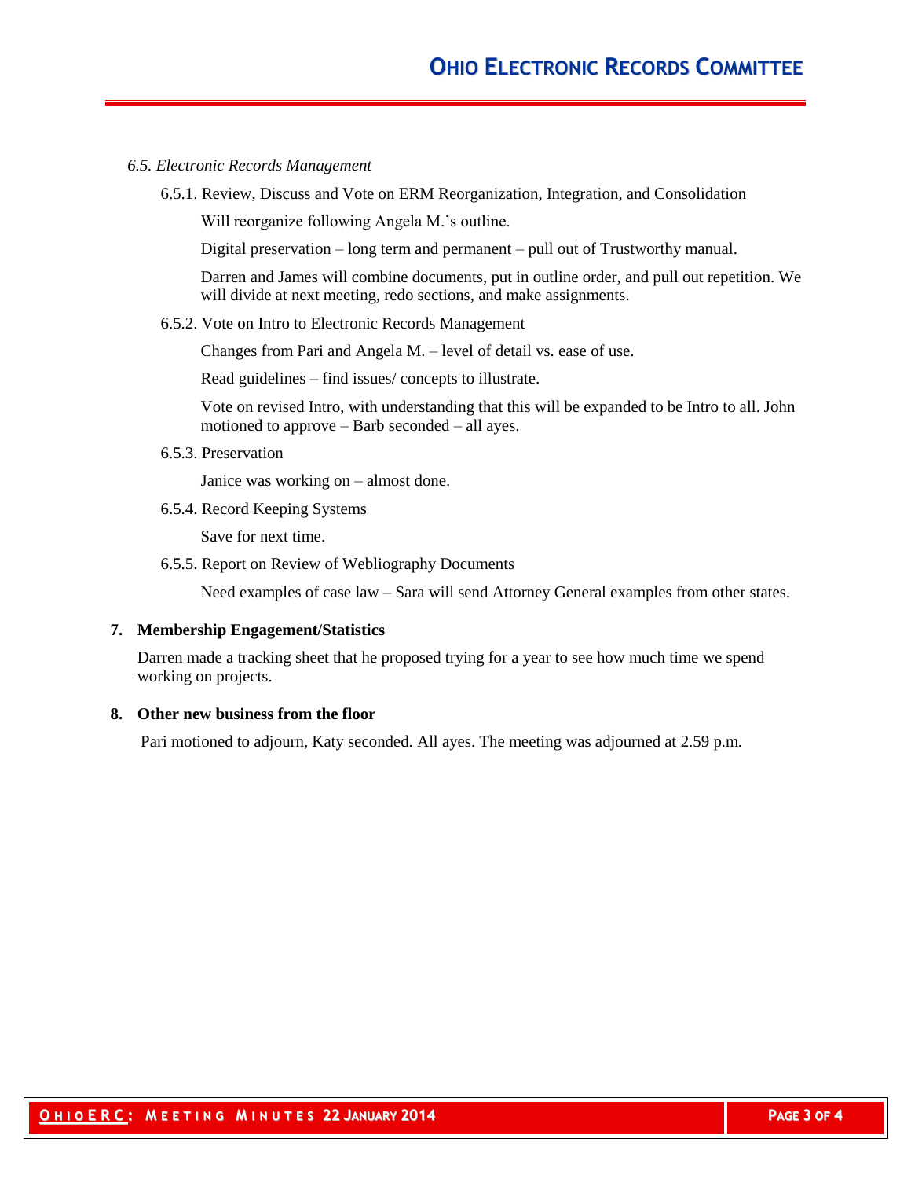*6.5. Electronic Records Management*

6.5.1. Review, Discuss and Vote on ERM Reorganization, Integration, and Consolidation

Will reorganize following Angela M.'s outline.

Digital preservation – long term and permanent – pull out of Trustworthy manual.

Darren and James will combine documents, put in outline order, and pull out repetition. We will divide at next meeting, redo sections, and make assignments.

6.5.2. Vote on Intro to Electronic Records Management

Changes from Pari and Angela M. – level of detail vs. ease of use.

Read guidelines – find issues/ concepts to illustrate.

Vote on revised Intro, with understanding that this will be expanded to be Intro to all. John motioned to approve – Barb seconded – all ayes.

6.5.3. Preservation

Janice was working on – almost done.

6.5.4. Record Keeping Systems

Save for next time.

6.5.5. Report on Review of Webliography Documents

Need examples of case law – Sara will send Attorney General examples from other states.

**7. Membership Engagement/Statistics**

Darren made a tracking sheet that he proposed trying for a year to see how much time we spend working on projects.

**8. Other new business from the floor**

Pari motioned to adjourn, Katy seconded. All ayes. The meeting was adjourned at 2.59 p.m.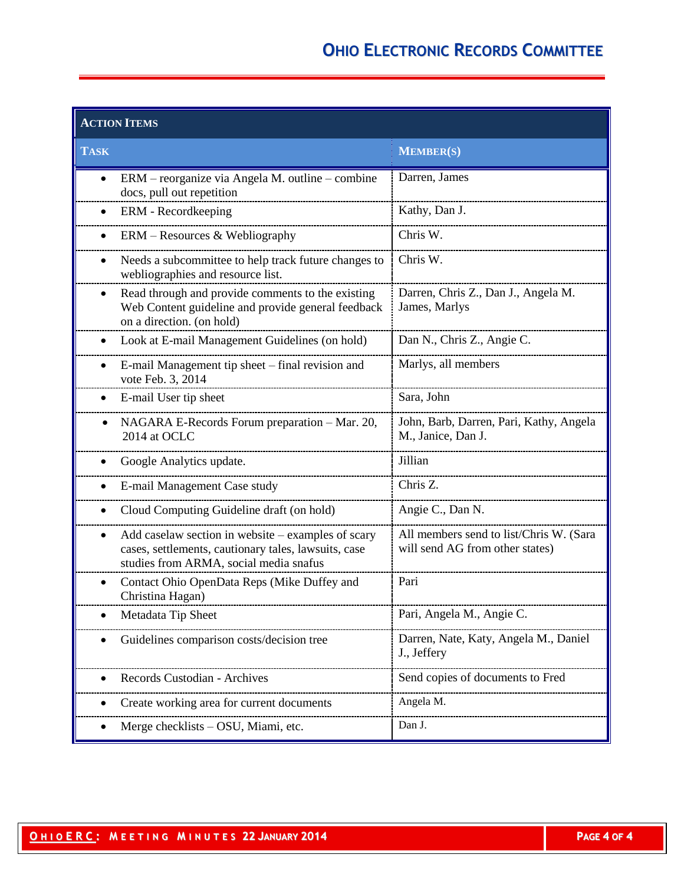| Action Items | |
|---|---|
| **Task** | **Member(s)** |
| • ERM – reorganize via Angela M. outline – combine docs, pull out repetition | Darren, James |
| • ERM - Recordkeeping | Kathy, Dan J. |
| • ERM – Resources & Webliography | Chris W. |
| • Needs a subcommittee to help track future changes to webliographies and resource list. | Chris W. |
| • Read through and provide comments to the existing Web Content guideline and provide general feedback on a direction. (on hold) | Darren, Chris Z., Dan J., Angela M. James, Marlys |
| • Look at E-mail Management Guidelines (on hold) | Dan N., Chris Z., Angie C. |
| • E-mail Management tip sheet – final revision and vote Feb. 3, 2014 | Marlys, all members |
| • E-mail User tip sheet | Sara, John |
| • NAGARA E-Records Forum preparation – Mar. 20, 2014 at OCLC | John, Barb, Darren, Pari, Kathy, Angela M., Janice, Dan J. |
| • Google Analytics update. | Jillian |
| • E-mail Management Case study | Chris Z. |
| • Cloud Computing Guideline draft (on hold) | Angie C., Dan N. |
| • Add caselaw section in website – examples of scary cases, settlements, cautionary tales, lawsuits, case studies from ARMA, social media snafus | All members send to list/Chris W. (Sara will send AG from other states) |
| • Contact Ohio OpenData Reps (Mike Duffey and Christina Hagan) | Pari |
| • Metadata Tip Sheet | Pari, Angela M., Angie C. |
| • Guidelines comparison costs/decision tree | Darren, Nate, Katy, Angela M., Daniel J., Jeffery |
| • Records Custodian - Archives | Send copies of documents to Fred |
| • Create working area for current documents | Angela M. |
| • Merge checklists – OSU, Miami, etc. | Dan J. |